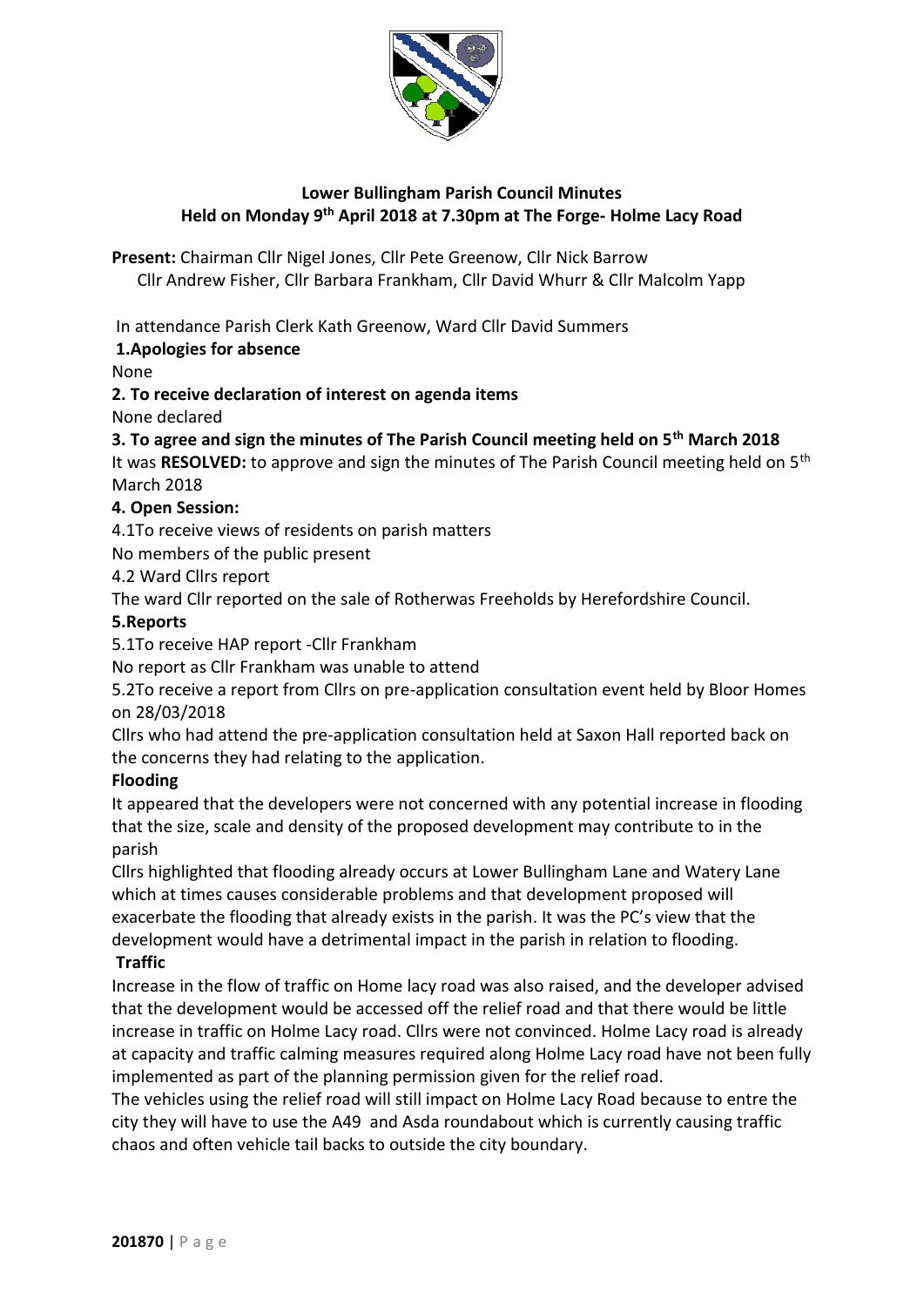# Lower Bullingham Parish Council Minutes
## Held on Monday 9th April 2018 at 7.30pm at The Forge- Holme Lacy Road

**Present:** Chairman Cllr Nigel Jones, Cllr Pete Greenow, Cllr Nick Barrow
Cllr Andrew Fisher, Cllr Barbara Frankham, Cllr David Whurr & Cllr Malcolm Yapp

In attendance Parish Clerk Kath Greenow, Ward Cllr David Summers

**1.Apologies for absence**

None

**2. To receive declaration of interest on agenda items**

None declared

**3. To agree and sign the minutes of The Parish Council meeting held on 5th March 2018**

It was **RESOLVED:** to approve and sign the minutes of The Parish Council meeting held on 5th March 2018

**4. Open Session:**

4.1To receive views of residents on parish matters

No members of the public present

4.2 Ward Cllrs report

The ward Cllr reported on the sale of Rotherwas Freeholds by Herefordshire Council.

**5.Reports**

5.1To receive HAP report -Cllr Frankham

No report as Cllr Frankham was unable to attend

5.2To receive a report from Cllrs on pre-application consultation event held by Bloor Homes on 28/03/2018

Cllrs who had attend the pre-application consultation held at Saxon Hall reported back on the concerns they had relating to the application.

**Flooding**

It appeared that the developers were not concerned with any potential increase in flooding that the size, scale and density of the proposed development may contribute to in the parish

Cllrs highlighted that flooding already occurs at Lower Bullingham Lane and Watery Lane which at times causes considerable problems and that development proposed will exacerbate the flooding that already exists in the parish. It was the PC's view that the development would have a detrimental impact in the parish in relation to flooding.

**Traffic**

Increase in the flow of traffic on Home lacy road was also raised, and the developer advised that the development would be accessed off the relief road and that there would be little increase in traffic on Holme Lacy road. Cllrs were not convinced. Holme Lacy road is already at capacity and traffic calming measures required along Holme Lacy road have not been fully implemented as part of the planning permission given for the relief road.

The vehicles using the relief road will still impact on Holme Lacy Road because to entre the city they will have to use the A49 and Asda roundabout which is currently causing traffic chaos and often vehicle tail backs to outside the city boundary.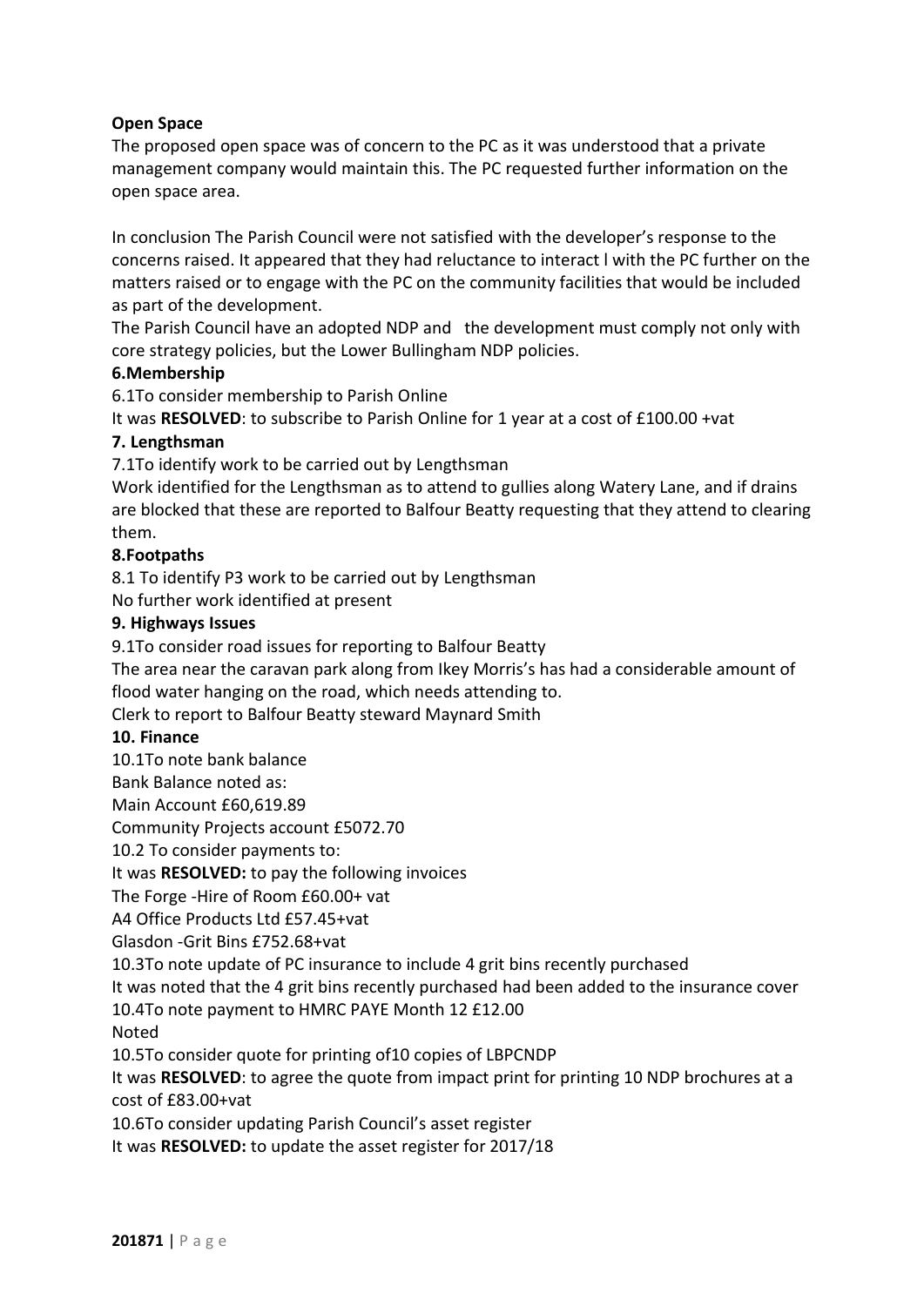**Open Space**

The proposed open space was of concern to the PC as it was understood that a private management company would maintain this. The PC requested further information on the open space area.

In conclusion The Parish Council were not satisfied with the developer's response to the concerns raised. It appeared that they had reluctance to interact l with the PC further on the matters raised or to engage with the PC on the community facilities that would be included as part of the development.

The Parish Council have an adopted NDP and the development must comply not only with core strategy policies, but the Lower Bullingham NDP policies.

**6.Membership**

6.1To consider membership to Parish Online

It was **RESOLVED**: to subscribe to Parish Online for 1 year at a cost of £100.00 +vat

**7. Lengthsman**

7.1To identify work to be carried out by Lengthsman

Work identified for the Lengthsman as to attend to gullies along Watery Lane, and if drains are blocked that these are reported to Balfour Beatty requesting that they attend to clearing them.

**8.Footpaths**

8.1 To identify P3 work to be carried out by Lengthsman

No further work identified at present

**9. Highways Issues**

9.1To consider road issues for reporting to Balfour Beatty

The area near the caravan park along from Ikey Morris's has had a considerable amount of flood water hanging on the road, which needs attending to.

Clerk to report to Balfour Beatty steward Maynard Smith

**10. Finance**

10.1To note bank balance

Bank Balance noted as:

Main Account £60,619.89

Community Projects account £5072.70

10.2 To consider payments to:

It was **RESOLVED:** to pay the following invoices

The Forge -Hire of Room £60.00+ vat

A4 Office Products Ltd £57.45+vat

Glasdon -Grit Bins £752.68+vat

10.3To note update of PC insurance to include 4 grit bins recently purchased

It was noted that the 4 grit bins recently purchased had been added to the insurance cover

10.4To note payment to HMRC PAYE Month 12 £12.00

Noted

10.5To consider quote for printing of10 copies of LBPCNDP

It was **RESOLVED**: to agree the quote from impact print for printing 10 NDP brochures at a cost of £83.00+vat

10.6To consider updating Parish Council's asset register

It was **RESOLVED:** to update the asset register for 2017/18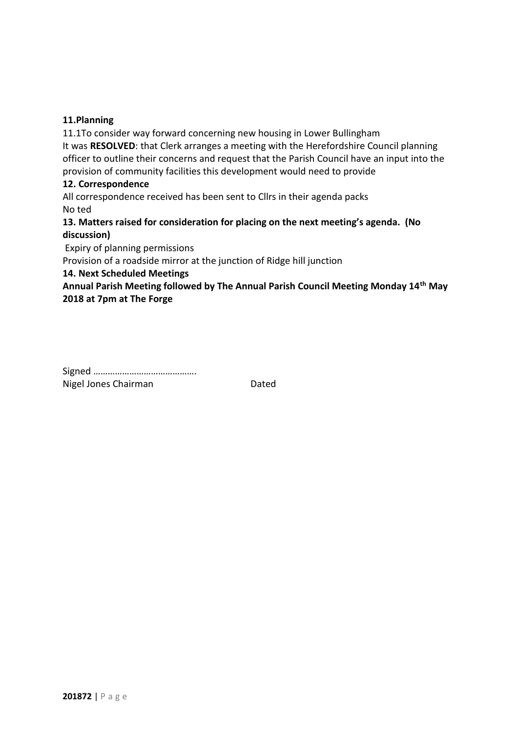**11.Planning**

11.1To consider way forward concerning new housing in Lower Bullingham

It was **RESOLVED**: that Clerk arranges a meeting with the Herefordshire Council planning officer to outline their concerns and request that the Parish Council have an input into the provision of community facilities this development would need to provide

**12. Correspondence**

All correspondence received has been sent to Cllrs in their agenda packs

No ted

**13. Matters raised for consideration for placing on the next meeting's agenda. (No discussion)**

Expiry of planning permissions

Provision of a roadside mirror at the junction of Ridge hill junction

**14. Next Scheduled Meetings**

**Annual Parish Meeting followed by The Annual Parish Council Meeting Monday 14th May 2018 at 7pm at The Forge**

Signed …………………………………….

Nigel Jones Chairman Dated